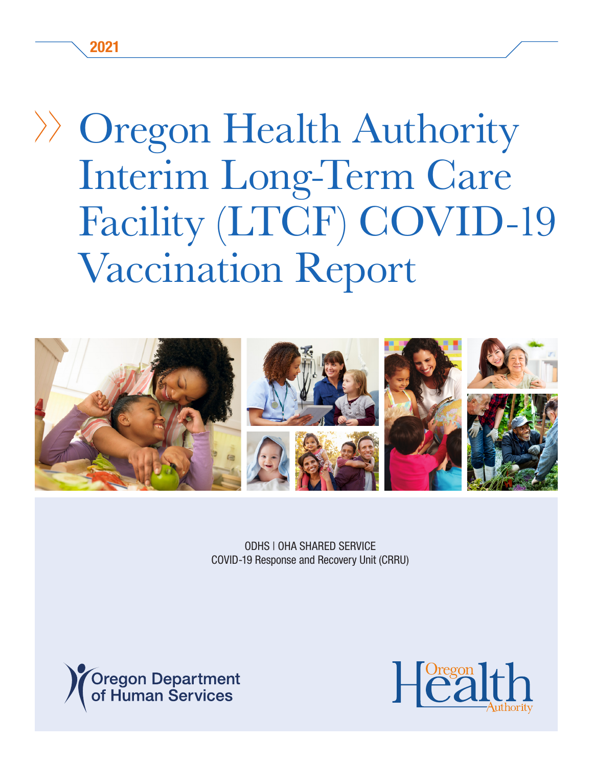2021

# Oregon Health Authority Interim Long-Term Care Facility (LTCF) COVID-19 Vaccination Report

ODHS | OHA SHARED SERVICE
COVID-19 Response and Recovery Unit (CRRU)

Oregon Department of Human Services

Oregon Health Authority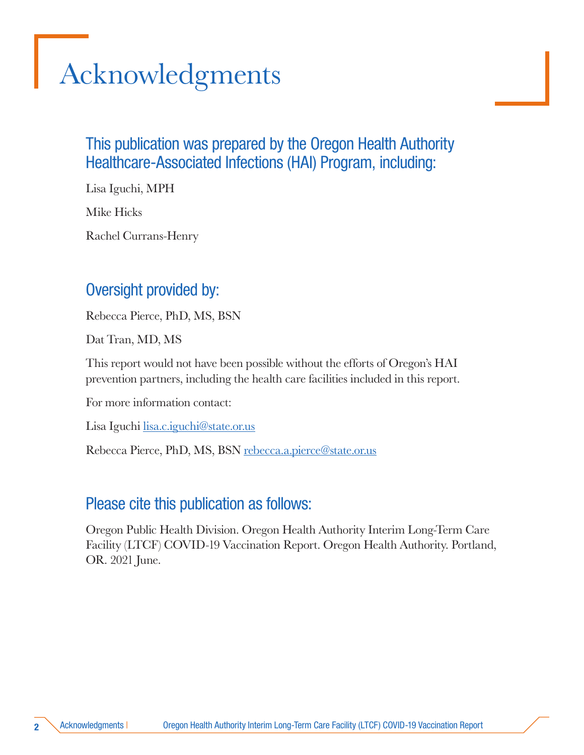# Acknowledgments

## This publication was prepared by the Oregon Health Authority Healthcare-Associated Infections (HAI) Program, including:

Lisa Iguchi, MPH

Mike Hicks

Rachel Currans-Henry

## Oversight provided by:

Rebecca Pierce, PhD, MS, BSN

Dat Tran, MD, MS

This report would not have been possible without the efforts of Oregon's HAI prevention partners, including the health care facilities included in this report.

For more information contact:

Lisa Iguchi lisa.c.iguchi@state.or.us

Rebecca Pierce, PhD, MS, BSN rebecca.a.pierce@state.or.us

## Please cite this publication as follows:

Oregon Public Health Division. Oregon Health Authority Interim Long-Term Care Facility (LTCF) COVID-19 Vaccination Report. Oregon Health Authority. Portland, OR. 2021 June.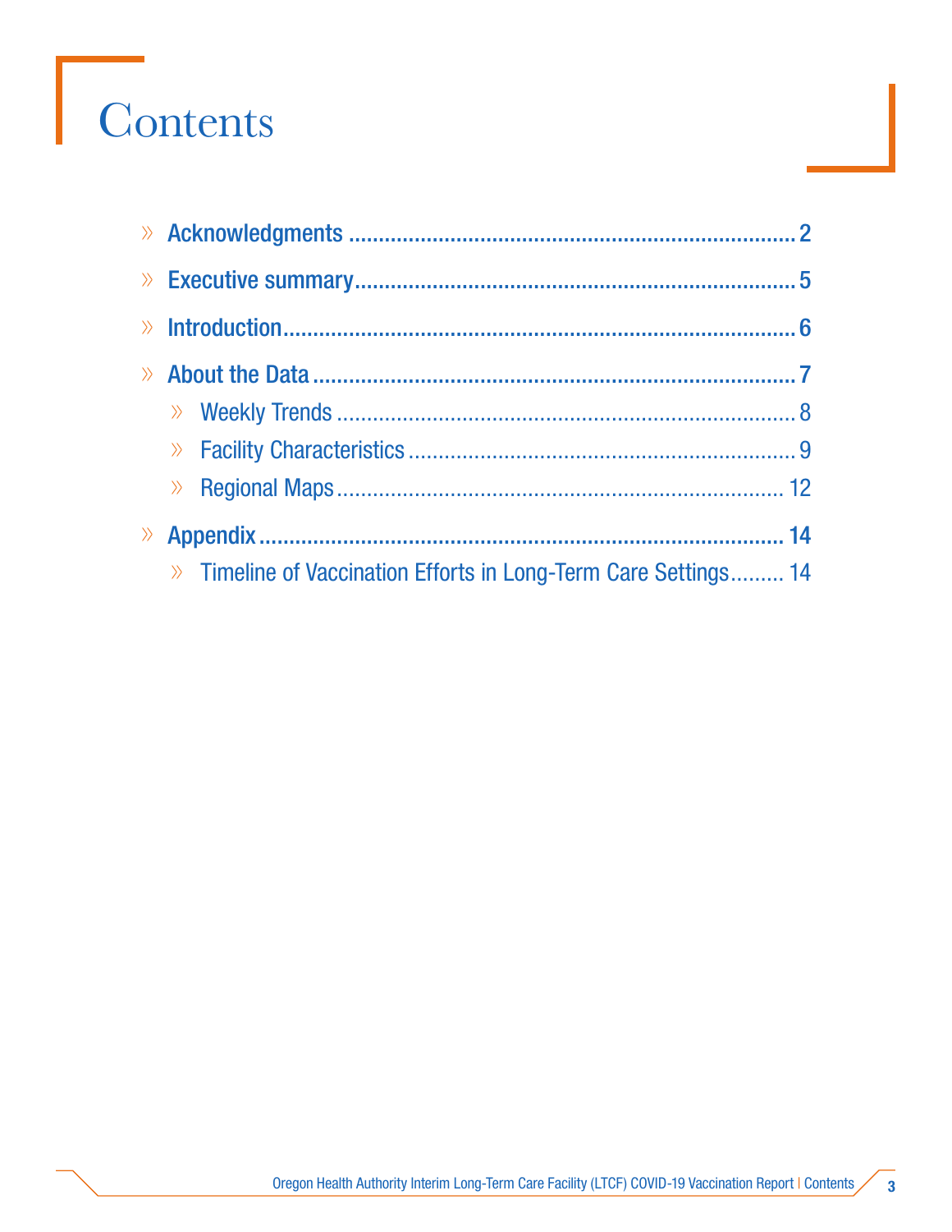# Contents

- Acknowledgments ........................................................................ 2
- Executive summary ........................................................................ 5
- Introduction ........................................................................ 6
- About the Data ........................................................................ 7
  - Weekly Trends ........................................................................ 8
  - Facility Characteristics ........................................................................ 9
  - Regional Maps ........................................................................ 12
- Appendix ........................................................................ 14
  - Timeline of Vaccination Efforts in Long-Term Care Settings ......... 14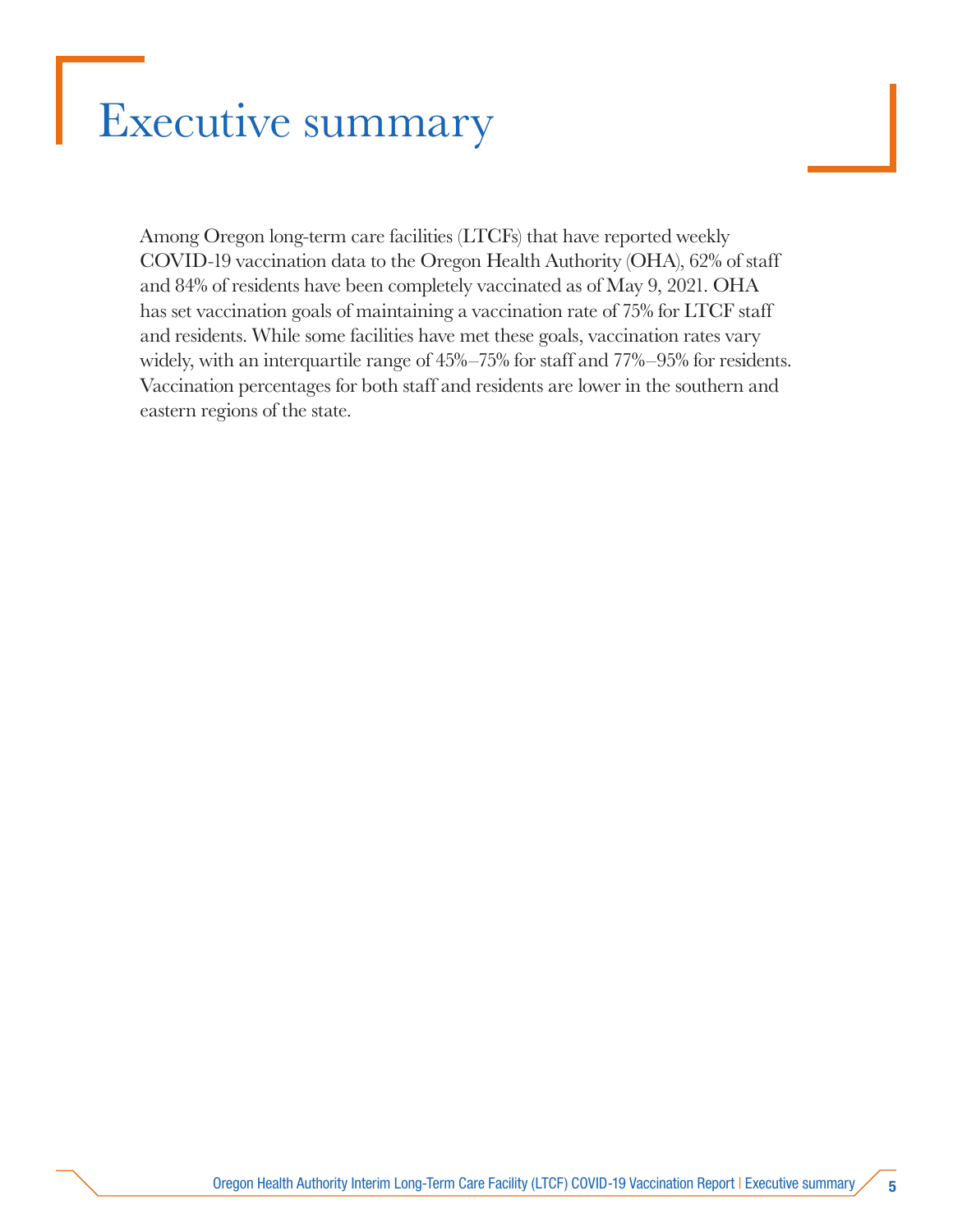# Executive summary

Among Oregon long-term care facilities (LTCFs) that have reported weekly COVID-19 vaccination data to the Oregon Health Authority (OHA), 62% of staff and 84% of residents have been completely vaccinated as of May 9, 2021. OHA has set vaccination goals of maintaining a vaccination rate of 75% for LTCF staff and residents. While some facilities have met these goals, vaccination rates vary widely, with an interquartile range of 45%–75% for staff and 77%–95% for residents. Vaccination percentages for both staff and residents are lower in the southern and eastern regions of the state.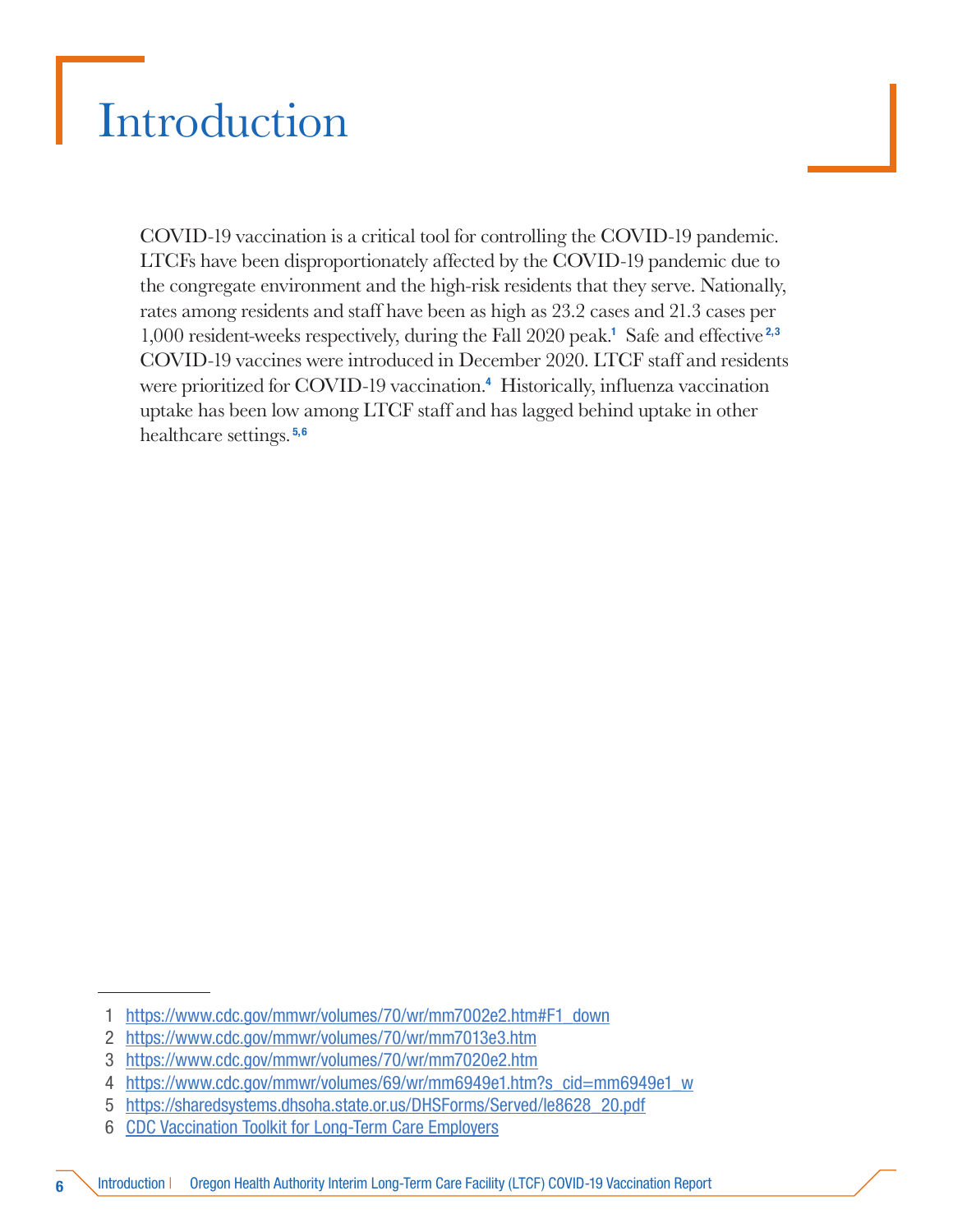# Introduction

COVID-19 vaccination is a critical tool for controlling the COVID-19 pandemic. LTCFs have been disproportionately affected by the COVID-19 pandemic due to the congregate environment and the high-risk residents that they serve. Nationally, rates among residents and staff have been as high as 23.2 cases and 21.3 cases per 1,000 resident-weeks respectively, during the Fall 2020 peak.[1] Safe and effective[2,3] COVID-19 vaccines were introduced in December 2020. LTCF staff and residents were prioritized for COVID-19 vaccination.[4] Historically, influenza vaccination uptake has been low among LTCF staff and has lagged behind uptake in other healthcare settings.[5,6]

---

1. https://www.cdc.gov/mmwr/volumes/70/wr/mm7002e2.htm#F1_down
2. https://www.cdc.gov/mmwr/volumes/70/wr/mm7013e3.htm
3. https://www.cdc.gov/mmwr/volumes/70/wr/mm7020e2.htm
4. https://www.cdc.gov/mmwr/volumes/69/wr/mm6949e1.htm?s_cid=mm6949e1_w
5. https://sharedsystems.dhsoha.state.or.us/DHSForms/Served/le8628_20.pdf
6. CDC Vaccination Toolkit for Long-Term Care Employers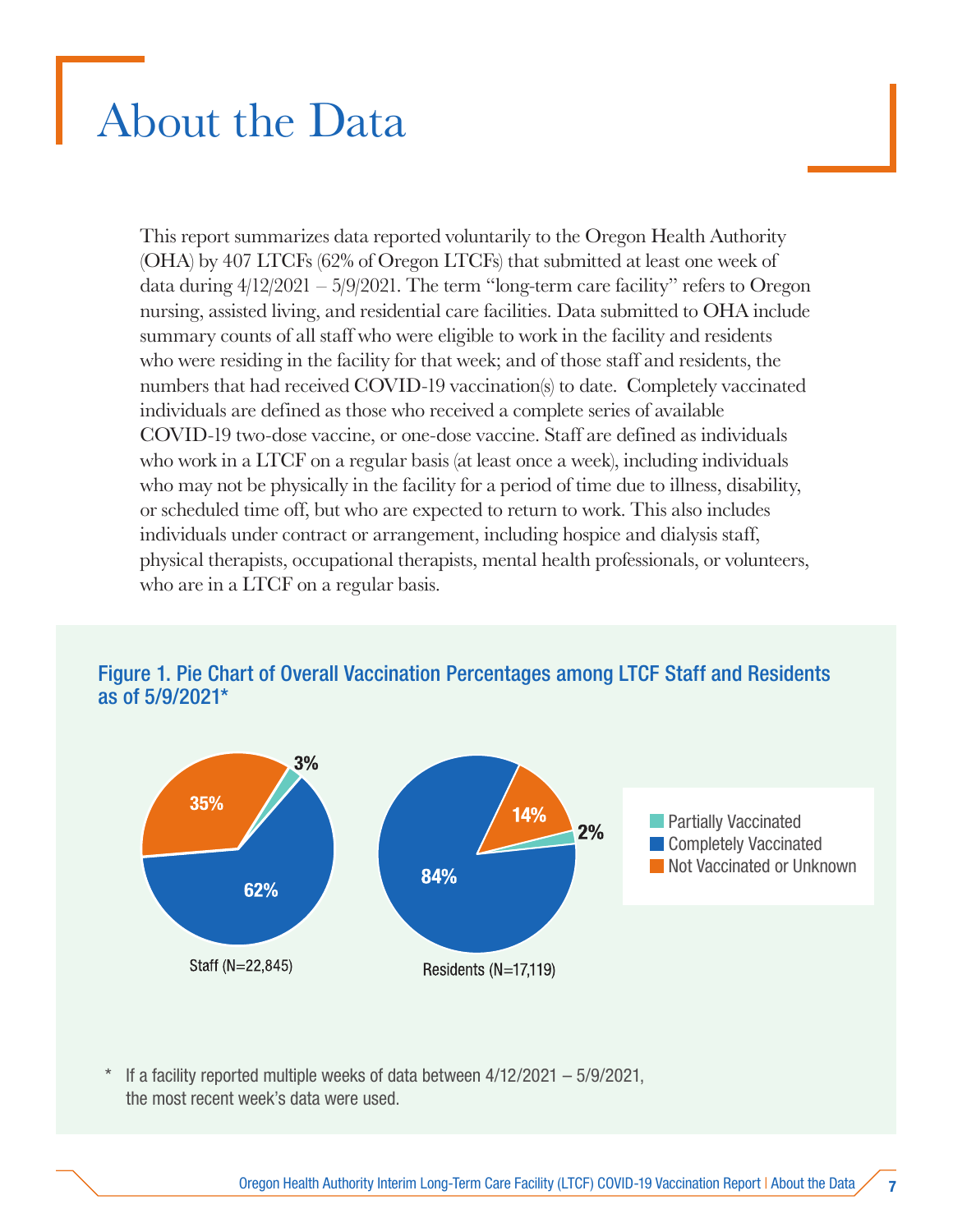# About the Data

This report summarizes data reported voluntarily to the Oregon Health Authority (OHA) by 407 LTCFs (62% of Oregon LTCFs) that submitted at least one week of data during 4/12/2021 – 5/9/2021. The term "long-term care facility" refers to Oregon nursing, assisted living, and residential care facilities. Data submitted to OHA include summary counts of all staff who were eligible to work in the facility and residents who were residing in the facility for that week; and of those staff and residents, the numbers that had received COVID-19 vaccination(s) to date. Completely vaccinated individuals are defined as those who received a complete series of available COVID-19 two-dose vaccine, or one-dose vaccine. Staff are defined as individuals who work in a LTCF on a regular basis (at least once a week), including individuals who may not be physically in the facility for a period of time due to illness, disability, or scheduled time off, but who are expected to return to work. This also includes individuals under contract or arrangement, including hospice and dialysis staff, physical therapists, occupational therapists, mental health professionals, or volunteers, who are in a LTCF on a regular basis.

**Figure 1. Pie Chart of Overall Vaccination Percentages among LTCF Staff and Residents as of 5/9/2021***

| | Staff (N=22,845) | Residents (N=17,119) |
|---|---|---|
| Partially Vaccinated | 3% | 2% |
| Completely Vaccinated | 62% | 84% |
| Not Vaccinated or Unknown | 35% | 14% |

\* If a facility reported multiple weeks of data between 4/12/2021 – 5/9/2021, the most recent week's data were used.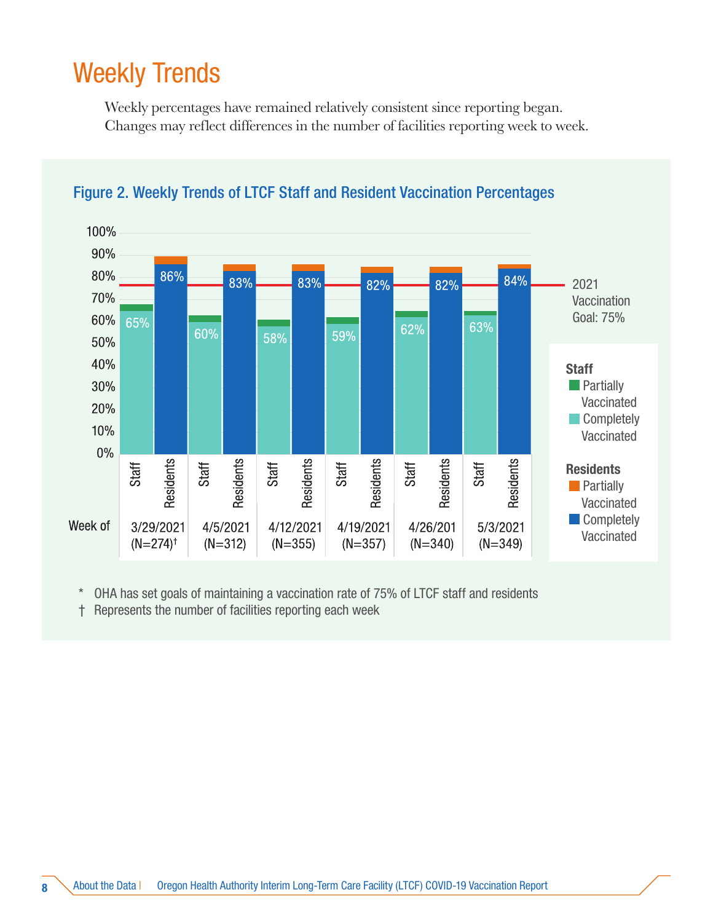# Weekly Trends

Weekly percentages have remained relatively consistent since reporting began. Changes may reflect differences in the number of facilities reporting week to week.

**Figure 2. Weekly Trends of LTCF Staff and Resident Vaccination Percentages**

| Week of | Staff Completely Vaccinated | Residents Completely Vaccinated |
|---|---|---|
| 3/29/2021 (N=274)† | 65% | 86% |
| 4/5/2021 (N=312) | 60% | 83% |
| 4/12/2021 (N=355) | 58% | 83% |
| 4/19/2021 (N=357) | 59% | 82% |
| 4/26/201 (N=340) | 62% | 82% |
| 5/3/2021 (N=349) | 63% | 84% |

2021 Vaccination Goal: 75%

Staff: Partially Vaccinated; Completely Vaccinated
Residents: Partially Vaccinated; Completely Vaccinated

\* OHA has set goals of maintaining a vaccination rate of 75% of LTCF staff and residents

† Represents the number of facilities reporting each week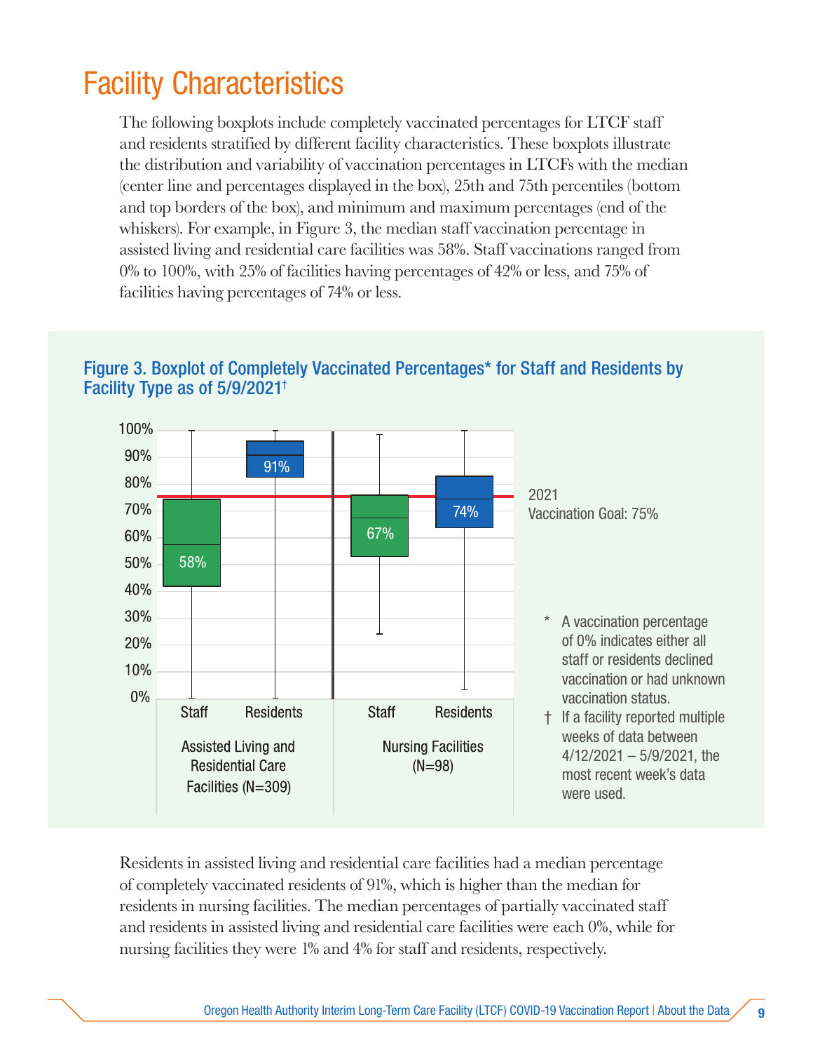# Facility Characteristics

The following boxplots include completely vaccinated percentages for LTCF staff and residents stratified by different facility characteristics. These boxplots illustrate the distribution and variability of vaccination percentages in LTCFs with the median (center line and percentages displayed in the box), 25th and 75th percentiles (bottom and top borders of the box), and minimum and maximum percentages (end of the whiskers). For example, in Figure 3, the median staff vaccination percentage in assisted living and residential care facilities was 58%. Staff vaccinations ranged from 0% to 100%, with 25% of facilities having percentages of 42% or less, and 75% of facilities having percentages of 74% or less.

## Figure 3. Boxplot of Completely Vaccinated Percentages* for Staff and Residents by Facility Type as of 5/9/2021†

| | Assisted Living and Residential Care Facilities (N=309) | | Nursing Facilities (N=98) | |
|---|---|---|---|---|
| | Staff | Residents | Staff | Residents |
| Median | 58% | 91% | 67% | 74% |

2021 Vaccination Goal: 75%

\* A vaccination percentage of 0% indicates either all staff or residents declined vaccination or had unknown vaccination status.

† If a facility reported multiple weeks of data between 4/12/2021 – 5/9/2021, the most recent week's data were used.

Residents in assisted living and residential care facilities had a median percentage of completely vaccinated residents of 91%, which is higher than the median for residents in nursing facilities. The median percentages of partially vaccinated staff and residents in assisted living and residential care facilities were each 0%, while for nursing facilities they were 1% and 4% for staff and residents, respectively.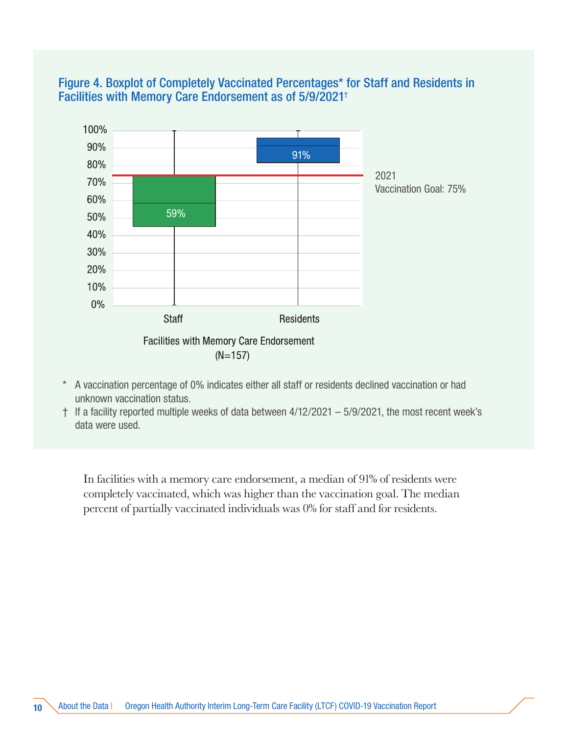### Figure 4. Boxplot of Completely Vaccinated Percentages* for Staff and Residents in Facilities with Memory Care Endorsement as of 5/9/2021†

\* A vaccination percentage of 0% indicates either all staff or residents declined vaccination or had unknown vaccination status.

† If a facility reported multiple weeks of data between 4/12/2021 – 5/9/2021, the most recent week's data were used.

In facilities with a memory care endorsement, a median of 91% of residents were completely vaccinated, which was higher than the vaccination goal. The median percent of partially vaccinated individuals was 0% for staff and for residents.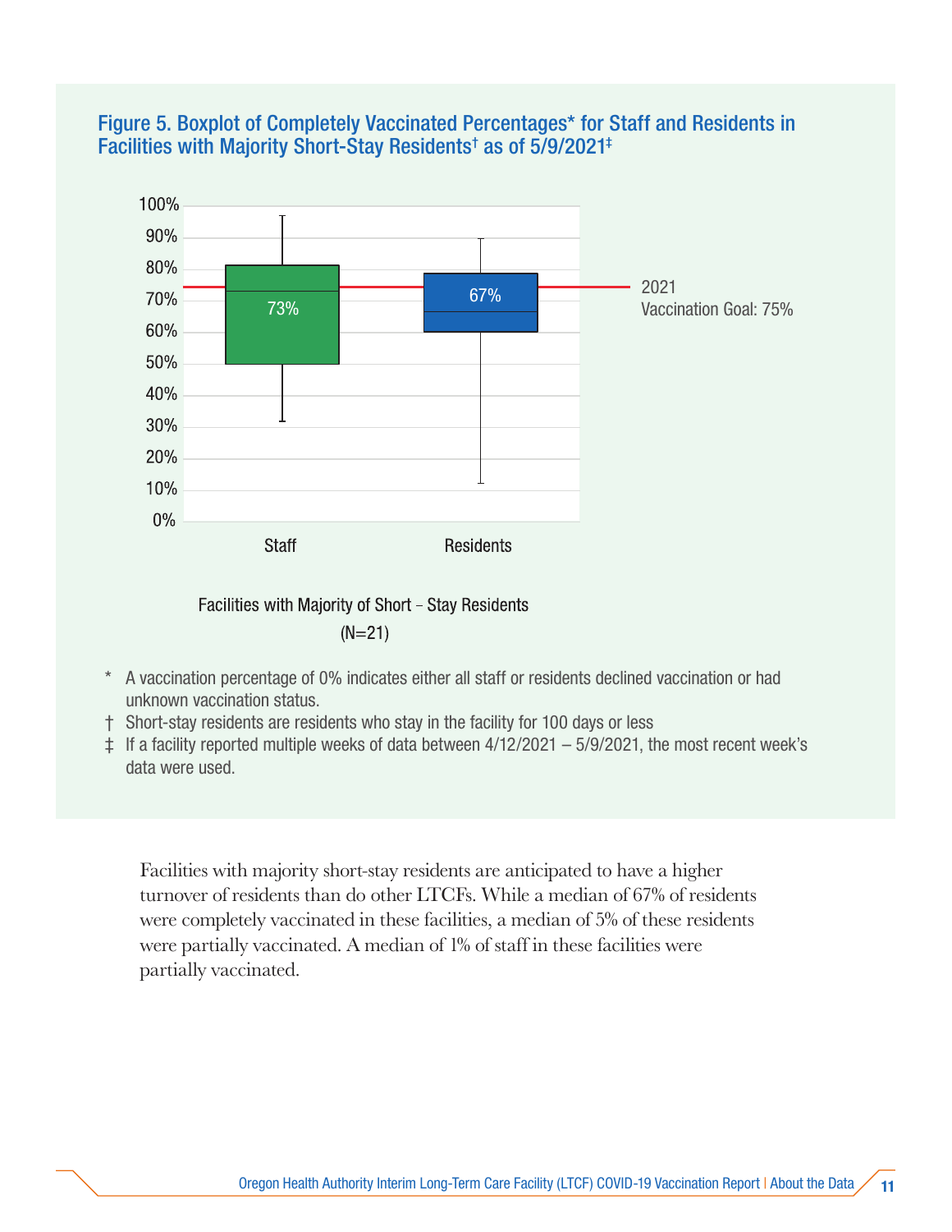### Figure 5. Boxplot of Completely Vaccinated Percentages* for Staff and Residents in Facilities with Majority Short-Stay Residents† as of 5/9/2021‡

Facilities with Majority of Short – Stay Residents (N=21)

\* A vaccination percentage of 0% indicates either all staff or residents declined vaccination or had unknown vaccination status.

† Short-stay residents are residents who stay in the facility for 100 days or less

‡ If a facility reported multiple weeks of data between 4/12/2021 – 5/9/2021, the most recent week's data were used.

Facilities with majority short-stay residents are anticipated to have a higher turnover of residents than do other LTCFs. While a median of 67% of residents were completely vaccinated in these facilities, a median of 5% of these residents were partially vaccinated. A median of 1% of staff in these facilities were partially vaccinated.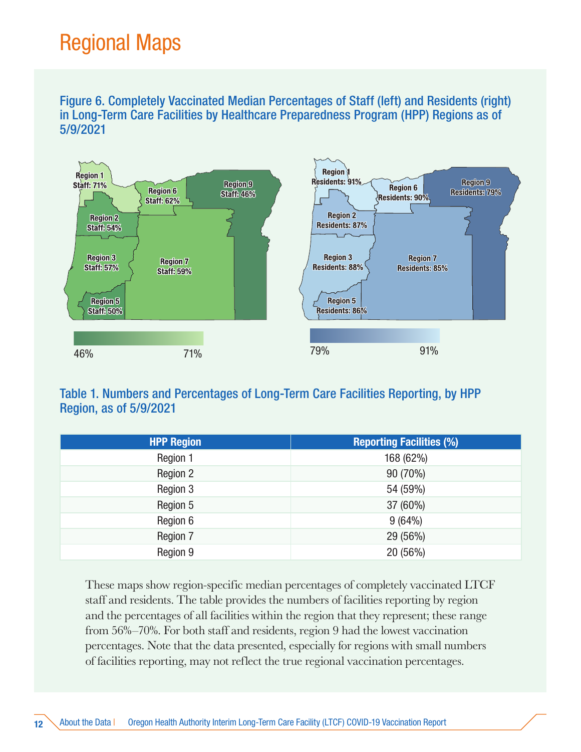# Regional Maps

Figure 6. Completely Vaccinated Median Percentages of Staff (left) and Residents (right) in Long-Term Care Facilities by Healthcare Preparedness Program (HPP) Regions as of 5/9/2021

Region 1 Staff: 71%
Region 6 Staff: 62%
Region 9 Staff: 46%
Region 2 Staff: 54%
Region 3 Staff: 57%
Region 7 Staff: 59%
Region 5 Staff: 50%

46% 71%

Region 1 Residents: 91%
Region 6 Residents: 90%
Region 9 Residents: 79%
Region 2 Residents: 87%
Region 3 Residents: 88%
Region 7 Residents: 85%
Region 5 Residents: 86%

79% 91%

## Table 1. Numbers and Percentages of Long-Term Care Facilities Reporting, by HPP Region, as of 5/9/2021

| HPP Region | Reporting Facilities (%) |
|---|---|
| Region 1 | 168 (62%) |
| Region 2 | 90 (70%) |
| Region 3 | 54 (59%) |
| Region 5 | 37 (60%) |
| Region 6 | 9 (64%) |
| Region 7 | 29 (56%) |
| Region 9 | 20 (56%) |

These maps show region-specific median percentages of completely vaccinated LTCF staff and residents. The table provides the numbers of facilities reporting by region and the percentages of all facilities within the region that they represent; these range from 56%–70%. For both staff and residents, region 9 had the lowest vaccination percentages. Note that the data presented, especially for regions with small numbers of facilities reporting, may not reflect the true regional vaccination percentages.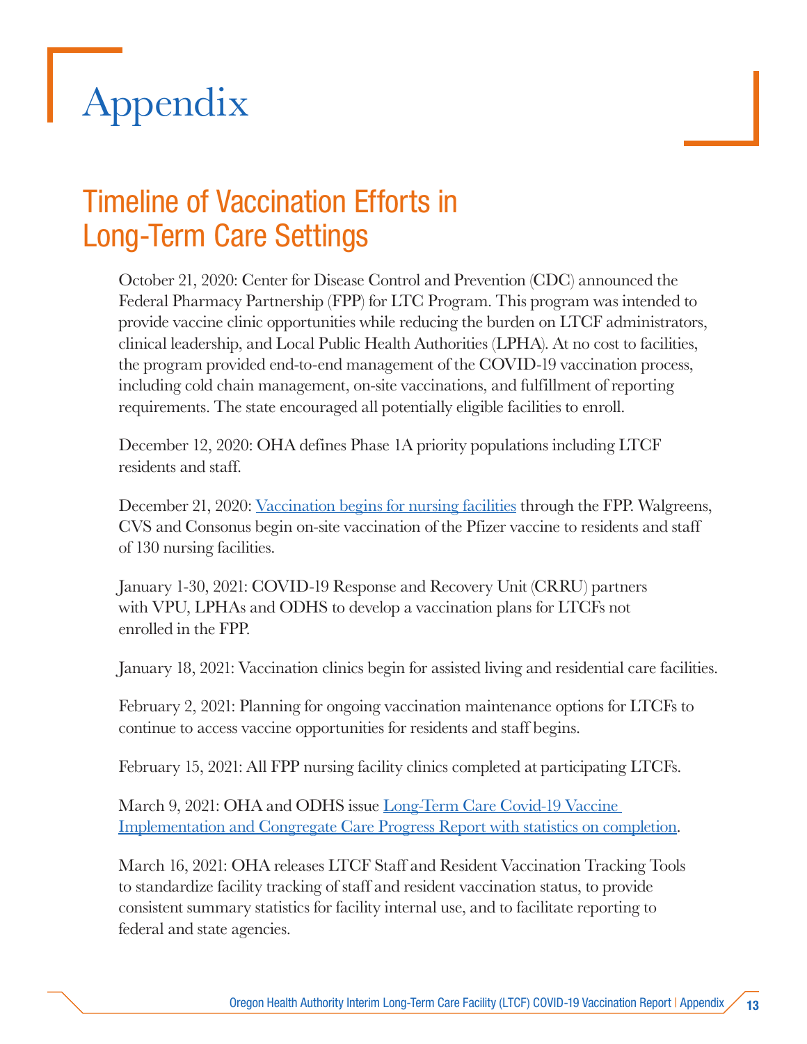# Appendix

## Timeline of Vaccination Efforts in Long-Term Care Settings

October 21, 2020: Center for Disease Control and Prevention (CDC) announced the Federal Pharmacy Partnership (FPP) for LTC Program. This program was intended to provide vaccine clinic opportunities while reducing the burden on LTCF administrators, clinical leadership, and Local Public Health Authorities (LPHA). At no cost to facilities, the program provided end-to-end management of the COVID-19 vaccination process, including cold chain management, on-site vaccinations, and fulfillment of reporting requirements. The state encouraged all potentially eligible facilities to enroll.

December 12, 2020: OHA defines Phase 1A priority populations including LTCF residents and staff.

December 21, 2020: Vaccination begins for nursing facilities through the FPP. Walgreens, CVS and Consonus begin on-site vaccination of the Pfizer vaccine to residents and staff of 130 nursing facilities.

January 1-30, 2021: COVID-19 Response and Recovery Unit (CRRU) partners with VPU, LPHAs and ODHS to develop a vaccination plans for LTCFs not enrolled in the FPP.

January 18, 2021: Vaccination clinics begin for assisted living and residential care facilities.

February 2, 2021: Planning for ongoing vaccination maintenance options for LTCFs to continue to access vaccine opportunities for residents and staff begins.

February 15, 2021: All FPP nursing facility clinics completed at participating LTCFs.

March 9, 2021: OHA and ODHS issue Long-Term Care Covid-19 Vaccine Implementation and Congregate Care Progress Report with statistics on completion.

March 16, 2021: OHA releases LTCF Staff and Resident Vaccination Tracking Tools to standardize facility tracking of staff and resident vaccination status, to provide consistent summary statistics for facility internal use, and to facilitate reporting to federal and state agencies.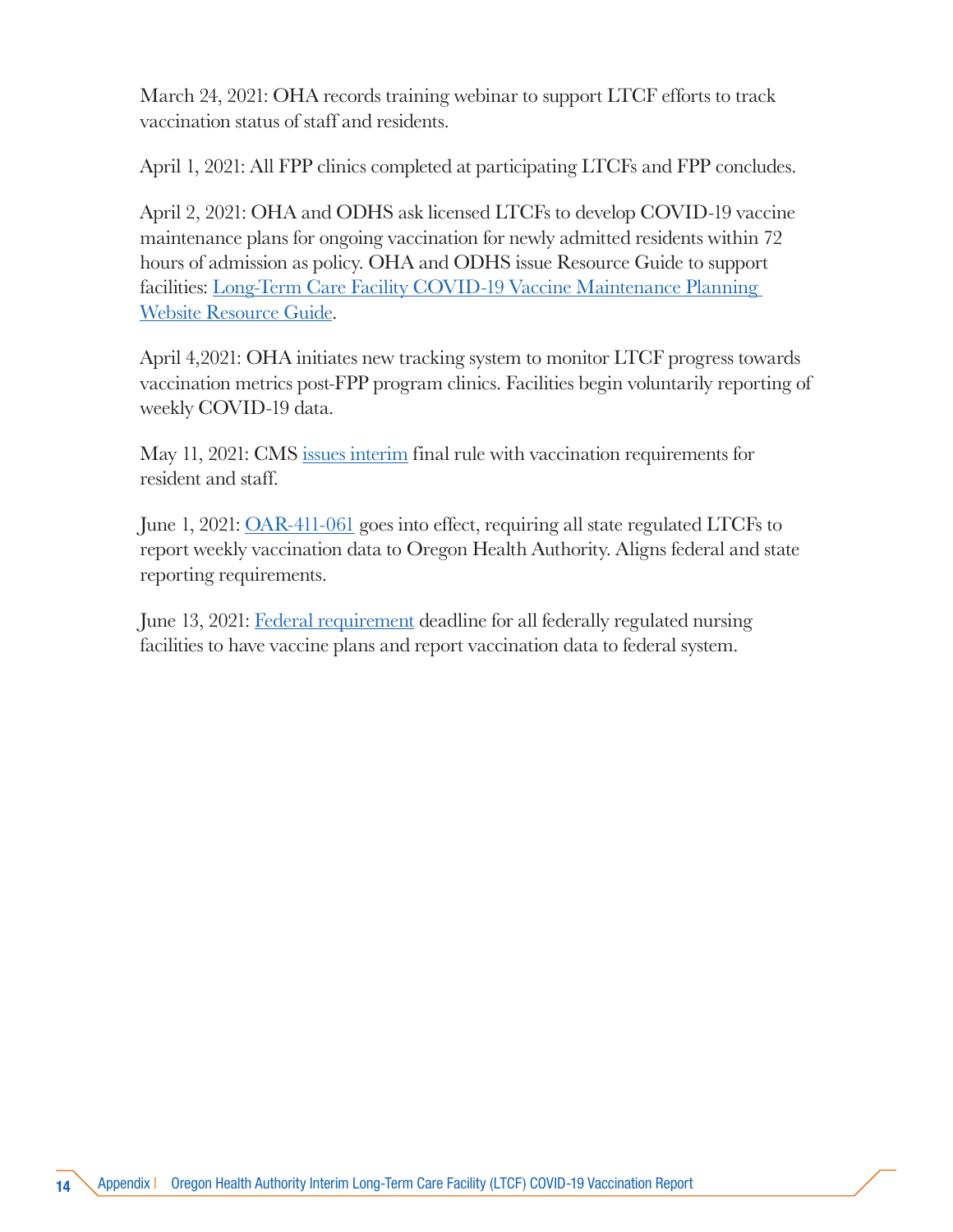March 24, 2021: OHA records training webinar to support LTCF efforts to track vaccination status of staff and residents.

April 1, 2021: All FPP clinics completed at participating LTCFs and FPP concludes.

April 2, 2021: OHA and ODHS ask licensed LTCFs to develop COVID-19 vaccine maintenance plans for ongoing vaccination for newly admitted residents within 72 hours of admission as policy. OHA and ODHS issue Resource Guide to support facilities: Long-Term Care Facility COVID-19 Vaccine Maintenance Planning Website Resource Guide.

April 4,2021: OHA initiates new tracking system to monitor LTCF progress towards vaccination metrics post-FPP program clinics. Facilities begin voluntarily reporting of weekly COVID-19 data.

May 11, 2021: CMS issues interim final rule with vaccination requirements for resident and staff.

June 1, 2021: OAR-411-061 goes into effect, requiring all state regulated LTCFs to report weekly vaccination data to Oregon Health Authority. Aligns federal and state reporting requirements.

June 13, 2021: Federal requirement deadline for all federally regulated nursing facilities to have vaccine plans and report vaccination data to federal system.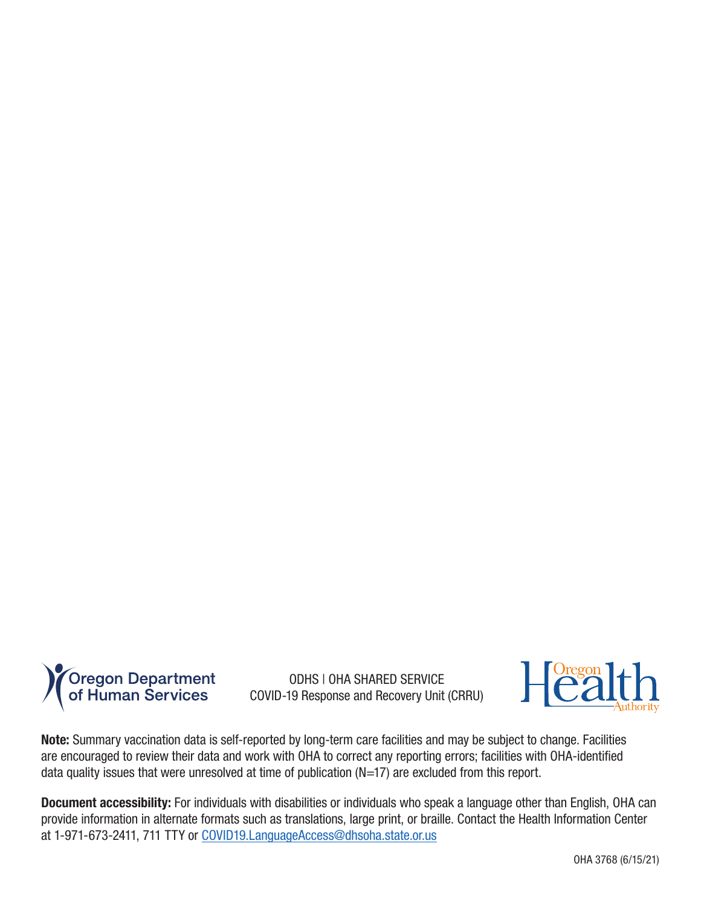Oregon Department of Human Services

ODHS | OHA SHARED SERVICE
COVID-19 Response and Recovery Unit (CRRU)

Oregon Health Authority

**Note:** Summary vaccination data is self-reported by long-term care facilities and may be subject to change. Facilities are encouraged to review their data and work with OHA to correct any reporting errors; facilities with OHA-identified data quality issues that were unresolved at time of publication (N=17) are excluded from this report.

**Document accessibility:** For individuals with disabilities or individuals who speak a language other than English, OHA can provide information in alternate formats such as translations, large print, or braille. Contact the Health Information Center at 1-971-673-2411, 711 TTY or COVID19.LanguageAccess@dhsoha.state.or.us

OHA 3768 (6/15/21)